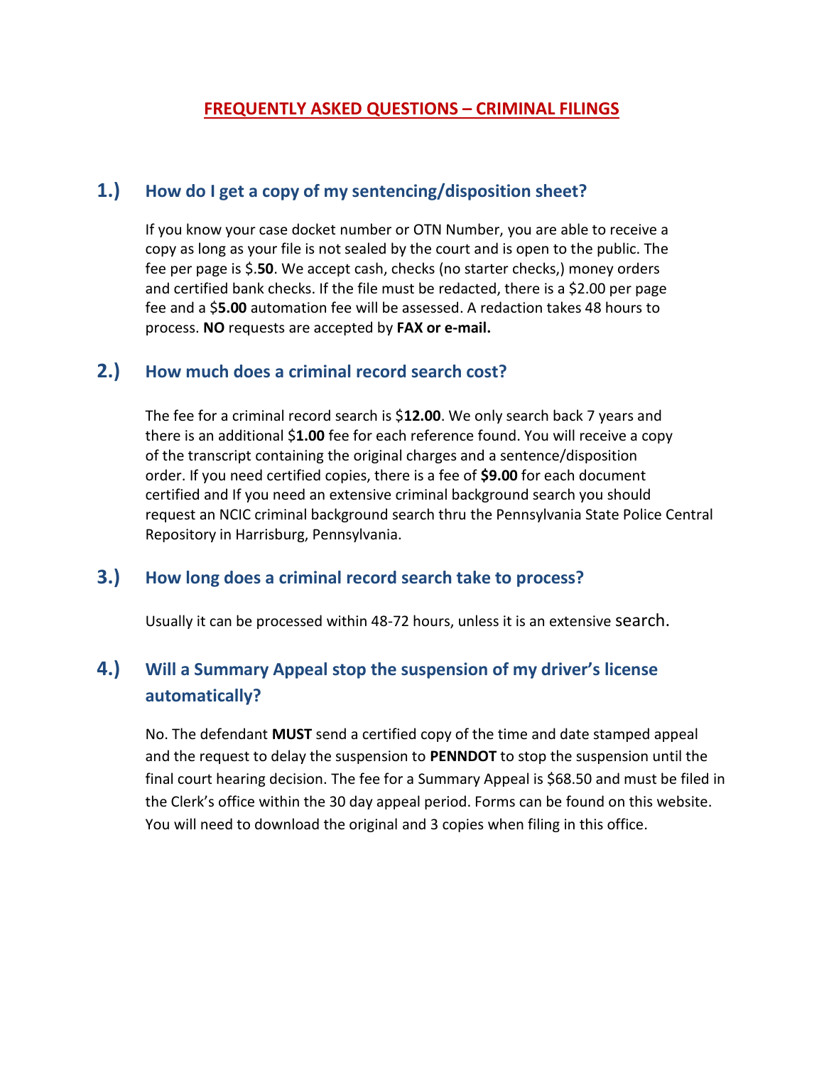# FREQUENTLY ASKED QUESTIONS – CRIMINAL FILINGS

## 1.) How do I get a copy of my sentencing/disposition sheet?

If you know your case docket number or OTN Number, you are able to receive a copy as long as your file is not sealed by the court and is open to the public. The fee per page is $.**50**. We accept cash, checks (no starter checks,) money orders and certified bank checks. If the file must be redacted, there is a $2.00 per page fee and a $**5.00** automation fee will be assessed. A redaction takes 48 hours to process. **NO** requests are accepted by **FAX or e-mail.**

## 2.) How much does a criminal record search cost?

The fee for a criminal record search is $**12.00**. We only search back 7 years and there is an additional $**1.00** fee for each reference found. You will receive a copy of the transcript containing the original charges and a sentence/disposition order. If you need certified copies, there is a fee of **$9.00** for each document certified and If you need an extensive criminal background search you should request an NCIC criminal background search thru the Pennsylvania State Police Central Repository in Harrisburg, Pennsylvania.

## 3.) How long does a criminal record search take to process?

Usually it can be processed within 48-72 hours, unless it is an extensive search.

## 4.) Will a Summary Appeal stop the suspension of my driver's license automatically?

No. The defendant **MUST** send a certified copy of the time and date stamped appeal and the request to delay the suspension to **PENNDOT** to stop the suspension until the final court hearing decision. The fee for a Summary Appeal is $68.50 and must be filed in the Clerk's office within the 30 day appeal period. Forms can be found on this website. You will need to download the original and 3 copies when filing in this office.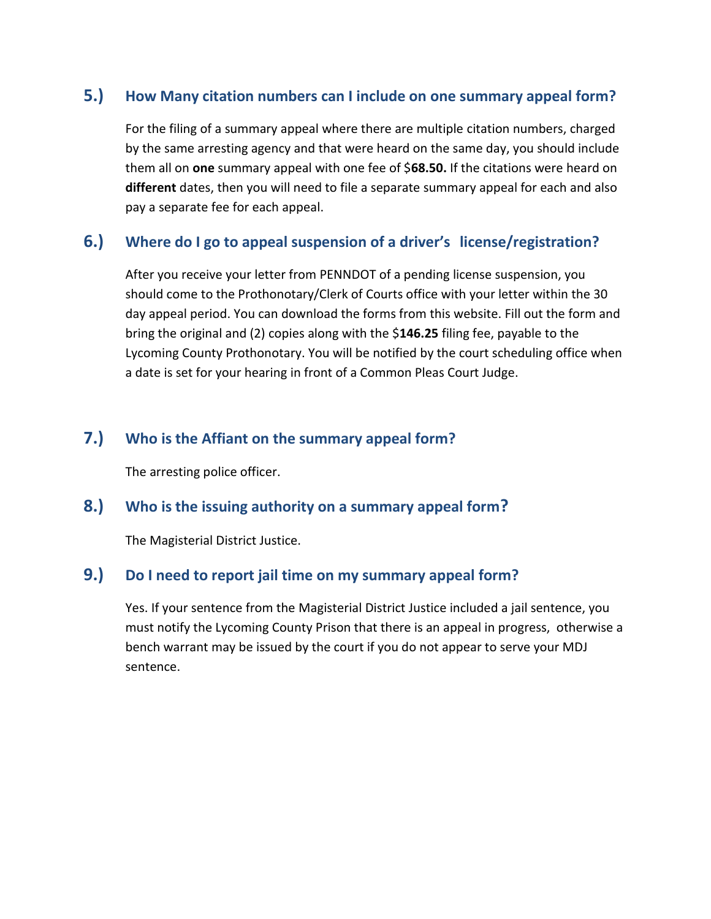### 5.) How Many citation numbers can I include on one summary appeal form?

For the filing of a summary appeal where there are multiple citation numbers, charged by the same arresting agency and that were heard on the same day, you should include them all on **one** summary appeal with one fee of $**68.50.** If the citations were heard on **different** dates, then you will need to file a separate summary appeal for each and also pay a separate fee for each appeal.

### 6.) Where do I go to appeal suspension of a driver's license/registration?

After you receive your letter from PENNDOT of a pending license suspension, you should come to the Prothonotary/Clerk of Courts office with your letter within the 30 day appeal period. You can download the forms from this website. Fill out the form and bring the original and (2) copies along with the $**146.25** filing fee, payable to the Lycoming County Prothonotary. You will be notified by the court scheduling office when a date is set for your hearing in front of a Common Pleas Court Judge.

### 7.) Who is the Affiant on the summary appeal form?

The arresting police officer.

### 8.) Who is the issuing authority on a summary appeal form?

The Magisterial District Justice.

### 9.) Do I need to report jail time on my summary appeal form?

Yes. If your sentence from the Magisterial District Justice included a jail sentence, you must notify the Lycoming County Prison that there is an appeal in progress, otherwise a bench warrant may be issued by the court if you do not appear to serve your MDJ sentence.